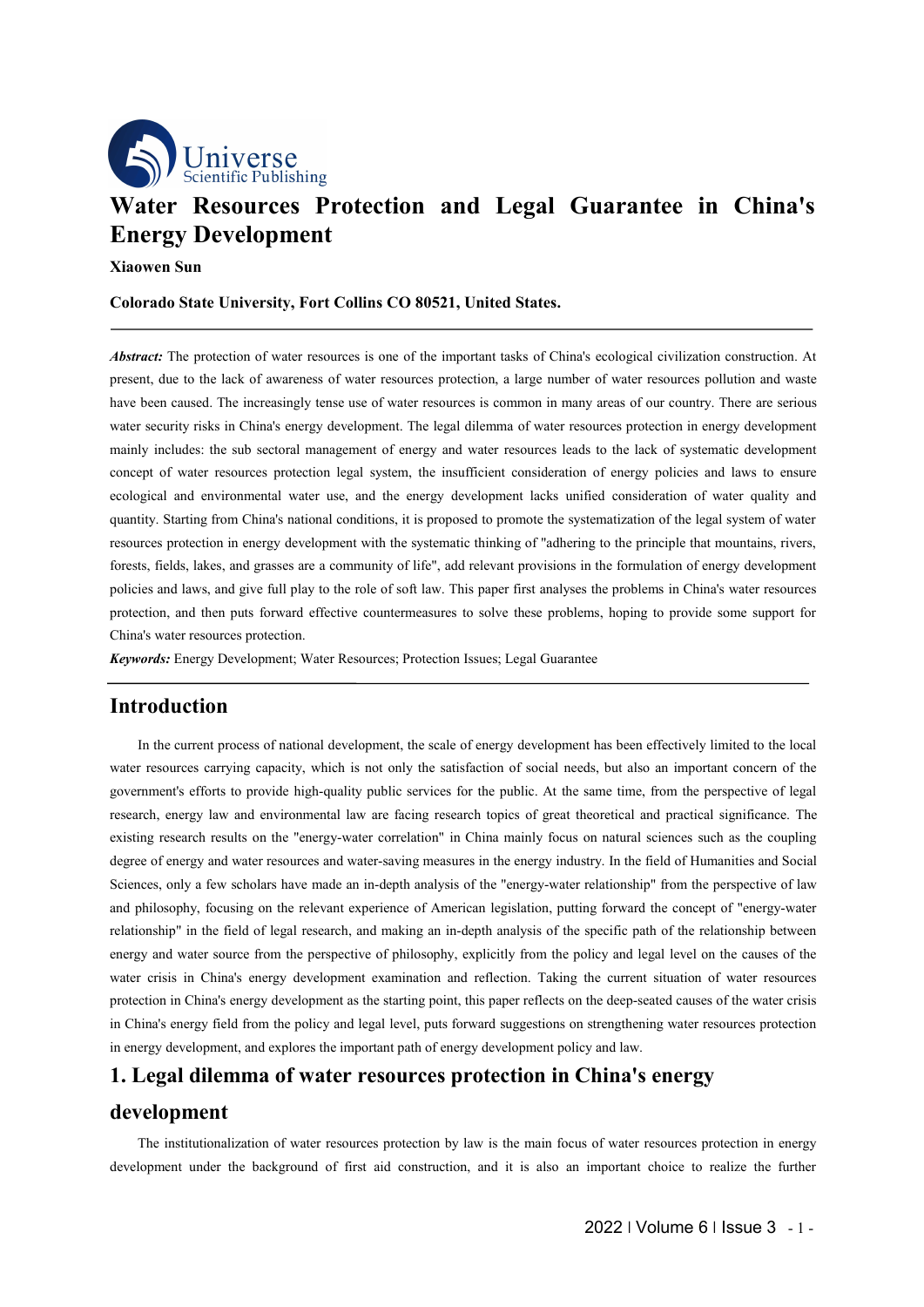# Water Resources Protection and Legal Guarantee in China's Energy Development

**Xiaowen Sun**

**Colorado State University, Fort Collins CO 80521, United States.**

***Abstract:*** The protection of water resources is one of the important tasks of China's ecological civilization construction. At present, due to the lack of awareness of water resources protection, a large number of water resources pollution and waste have been caused. The increasingly tense use of water resources is common in many areas of our country. There are serious water security risks in China's energy development. The legal dilemma of water resources protection in energy development mainly includes: the sub sectoral management of energy and water resources leads to the lack of systematic development concept of water resources protection legal system, the insufficient consideration of energy policies and laws to ensure ecological and environmental water use, and the energy development lacks unified consideration of water quality and quantity. Starting from China's national conditions, it is proposed to promote the systematization of the legal system of water resources protection in energy development with the systematic thinking of "adhering to the principle that mountains, rivers, forests, fields, lakes, and grasses are a community of life", add relevant provisions in the formulation of energy development policies and laws, and give full play to the role of soft law. This paper first analyses the problems in China's water resources protection, and then puts forward effective countermeasures to solve these problems, hoping to provide some support for China's water resources protection.

***Keywords:*** Energy Development; Water Resources; Protection Issues; Legal Guarantee

## Introduction

In the current process of national development, the scale of energy development has been effectively limited to the local water resources carrying capacity, which is not only the satisfaction of social needs, but also an important concern of the government's efforts to provide high-quality public services for the public. At the same time, from the perspective of legal research, energy law and environmental law are facing research topics of great theoretical and practical significance. The existing research results on the "energy-water correlation" in China mainly focus on natural sciences such as the coupling degree of energy and water resources and water-saving measures in the energy industry. In the field of Humanities and Social Sciences, only a few scholars have made an in-depth analysis of the "energy-water relationship" from the perspective of law and philosophy, focusing on the relevant experience of American legislation, putting forward the concept of "energy-water relationship" in the field of legal research, and making an in-depth analysis of the specific path of the relationship between energy and water source from the perspective of philosophy, explicitly from the policy and legal level on the causes of the water crisis in China's energy development examination and reflection. Taking the current situation of water resources protection in China's energy development as the starting point, this paper reflects on the deep-seated causes of the water crisis in China's energy field from the policy and legal level, puts forward suggestions on strengthening water resources protection in energy development, and explores the important path of energy development policy and law.

## 1. Legal dilemma of water resources protection in China's energy development

The institutionalization of water resources protection by law is the main focus of water resources protection in energy development under the background of first aid construction, and it is also an important choice to realize the further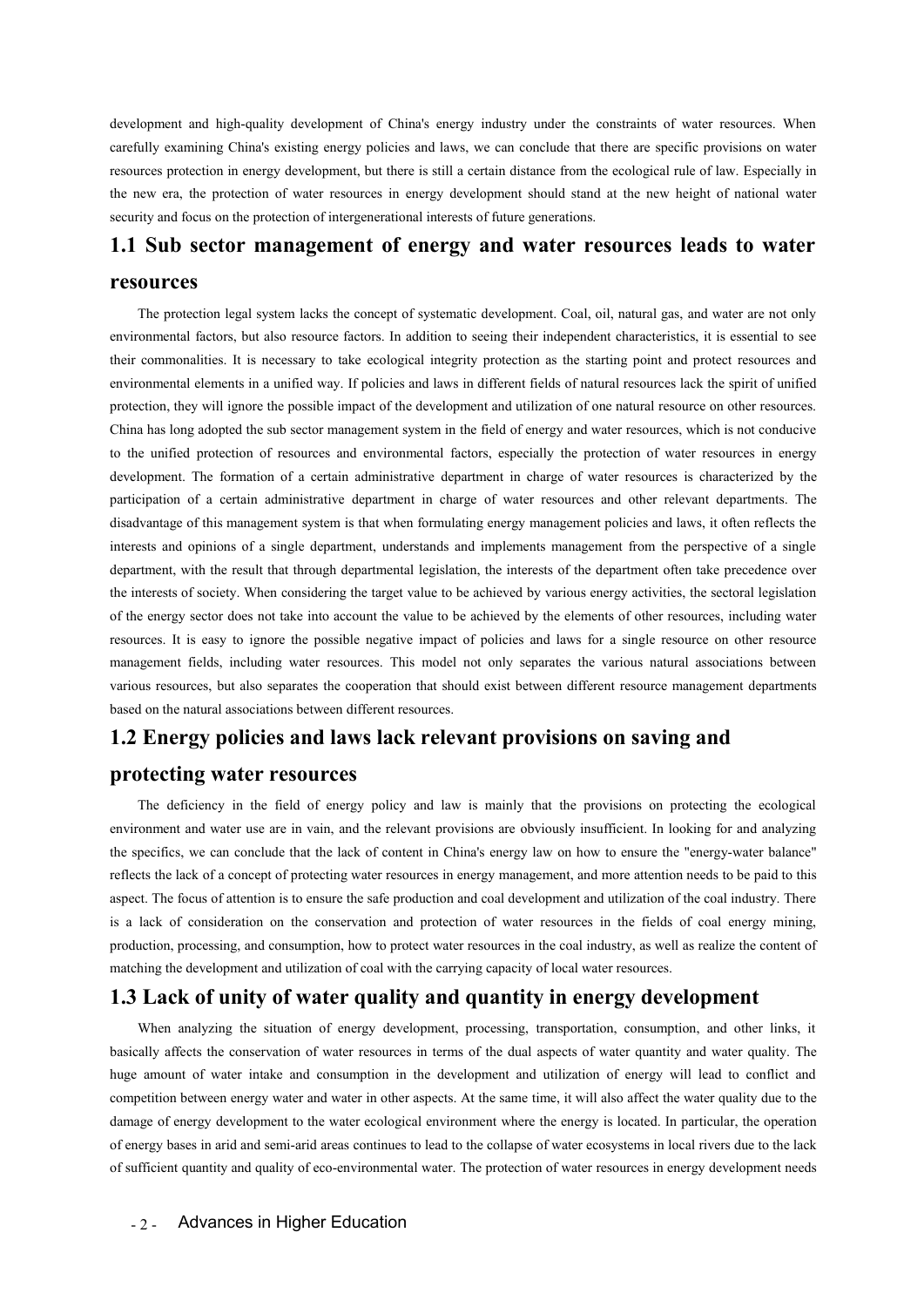development and high-quality development of China's energy industry under the constraints of water resources. When carefully examining China's existing energy policies and laws, we can conclude that there are specific provisions on water resources protection in energy development, but there is still a certain distance from the ecological rule of law. Especially in the new era, the protection of water resources in energy development should stand at the new height of national water security and focus on the protection of intergenerational interests of future generations.

## 1.1 Sub sector management of energy and water resources leads to water resources

The protection legal system lacks the concept of systematic development. Coal, oil, natural gas, and water are not only environmental factors, but also resource factors. In addition to seeing their independent characteristics, it is essential to see their commonalities. It is necessary to take ecological integrity protection as the starting point and protect resources and environmental elements in a unified way. If policies and laws in different fields of natural resources lack the spirit of unified protection, they will ignore the possible impact of the development and utilization of one natural resource on other resources. China has long adopted the sub sector management system in the field of energy and water resources, which is not conducive to the unified protection of resources and environmental factors, especially the protection of water resources in energy development. The formation of a certain administrative department in charge of water resources is characterized by the participation of a certain administrative department in charge of water resources and other relevant departments. The disadvantage of this management system is that when formulating energy management policies and laws, it often reflects the interests and opinions of a single department, understands and implements management from the perspective of a single department, with the result that through departmental legislation, the interests of the department often take precedence over the interests of society. When considering the target value to be achieved by various energy activities, the sectoral legislation of the energy sector does not take into account the value to be achieved by the elements of other resources, including water resources. It is easy to ignore the possible negative impact of policies and laws for a single resource on other resource management fields, including water resources. This model not only separates the various natural associations between various resources, but also separates the cooperation that should exist between different resource management departments based on the natural associations between different resources.

## 1.2 Energy policies and laws lack relevant provisions on saving and protecting water resources

The deficiency in the field of energy policy and law is mainly that the provisions on protecting the ecological environment and water use are in vain, and the relevant provisions are obviously insufficient. In looking for and analyzing the specifics, we can conclude that the lack of content in China's energy law on how to ensure the "energy-water balance" reflects the lack of a concept of protecting water resources in energy management, and more attention needs to be paid to this aspect. The focus of attention is to ensure the safe production and coal development and utilization of the coal industry. There is a lack of consideration on the conservation and protection of water resources in the fields of coal energy mining, production, processing, and consumption, how to protect water resources in the coal industry, as well as realize the content of matching the development and utilization of coal with the carrying capacity of local water resources.

## 1.3 Lack of unity of water quality and quantity in energy development

When analyzing the situation of energy development, processing, transportation, consumption, and other links, it basically affects the conservation of water resources in terms of the dual aspects of water quantity and water quality. The huge amount of water intake and consumption in the development and utilization of energy will lead to conflict and competition between energy water and water in other aspects. At the same time, it will also affect the water quality due to the damage of energy development to the water ecological environment where the energy is located. In particular, the operation of energy bases in arid and semi-arid areas continues to lead to the collapse of water ecosystems in local rivers due to the lack of sufficient quantity and quality of eco-environmental water. The protection of water resources in energy development needs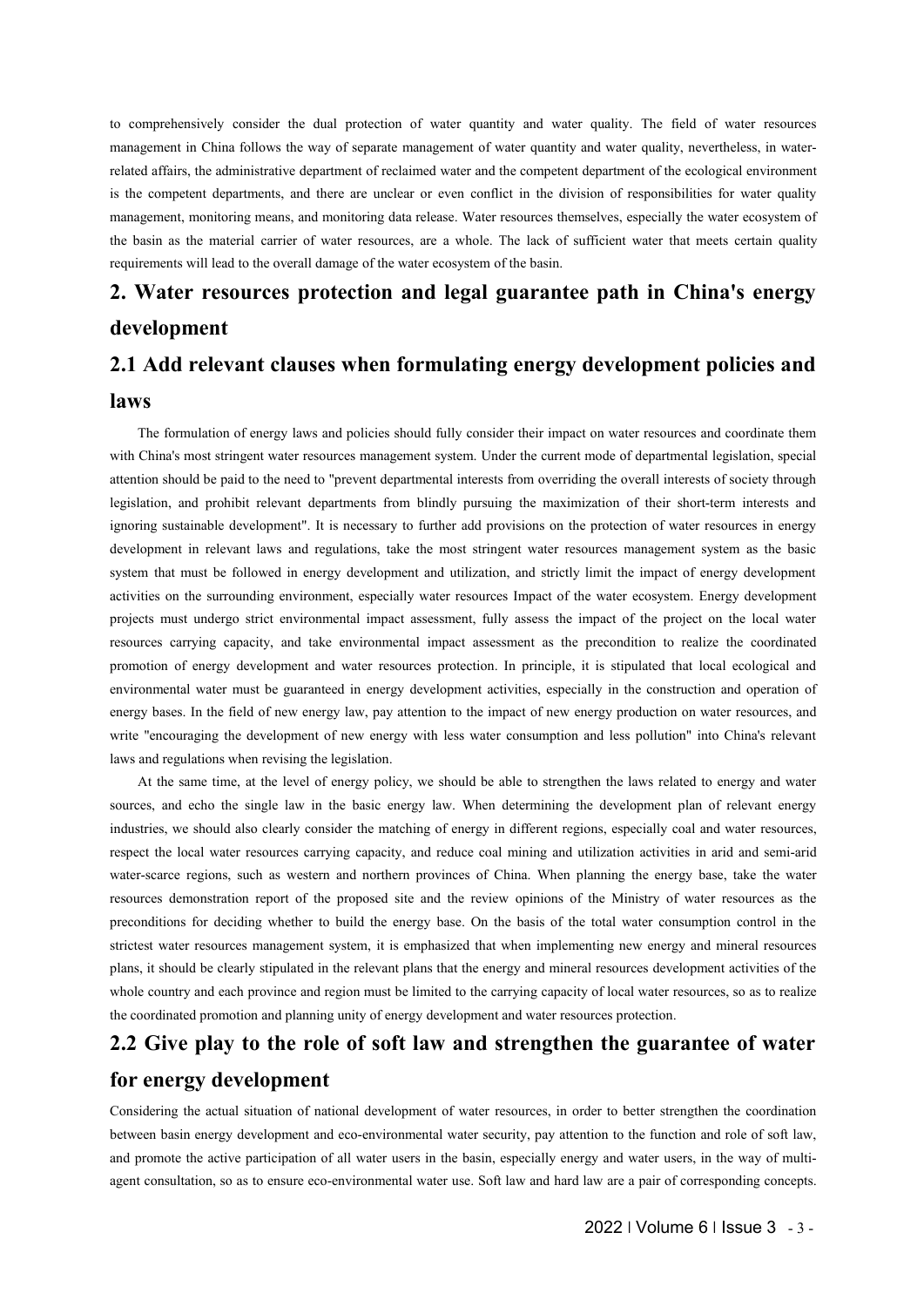to comprehensively consider the dual protection of water quantity and water quality. The field of water resources management in China follows the way of separate management of water quantity and water quality, nevertheless, in water-related affairs, the administrative department of reclaimed water and the competent department of the ecological environment is the competent departments, and there are unclear or even conflict in the division of responsibilities for water quality management, monitoring means, and monitoring data release. Water resources themselves, especially the water ecosystem of the basin as the material carrier of water resources, are a whole. The lack of sufficient water that meets certain quality requirements will lead to the overall damage of the water ecosystem of the basin.

# 2. Water resources protection and legal guarantee path in China's energy development

## 2.1 Add relevant clauses when formulating energy development policies and laws

The formulation of energy laws and policies should fully consider their impact on water resources and coordinate them with China's most stringent water resources management system. Under the current mode of departmental legislation, special attention should be paid to the need to "prevent departmental interests from overriding the overall interests of society through legislation, and prohibit relevant departments from blindly pursuing the maximization of their short-term interests and ignoring sustainable development". It is necessary to further add provisions on the protection of water resources in energy development in relevant laws and regulations, take the most stringent water resources management system as the basic system that must be followed in energy development and utilization, and strictly limit the impact of energy development activities on the surrounding environment, especially water resources Impact of the water ecosystem. Energy development projects must undergo strict environmental impact assessment, fully assess the impact of the project on the local water resources carrying capacity, and take environmental impact assessment as the precondition to realize the coordinated promotion of energy development and water resources protection. In principle, it is stipulated that local ecological and environmental water must be guaranteed in energy development activities, especially in the construction and operation of energy bases. In the field of new energy law, pay attention to the impact of new energy production on water resources, and write "encouraging the development of new energy with less water consumption and less pollution" into China's relevant laws and regulations when revising the legislation.

At the same time, at the level of energy policy, we should be able to strengthen the laws related to energy and water sources, and echo the single law in the basic energy law. When determining the development plan of relevant energy industries, we should also clearly consider the matching of energy in different regions, especially coal and water resources, respect the local water resources carrying capacity, and reduce coal mining and utilization activities in arid and semi-arid water-scarce regions, such as western and northern provinces of China. When planning the energy base, take the water resources demonstration report of the proposed site and the review opinions of the Ministry of water resources as the preconditions for deciding whether to build the energy base. On the basis of the total water consumption control in the strictest water resources management system, it is emphasized that when implementing new energy and mineral resources plans, it should be clearly stipulated in the relevant plans that the energy and mineral resources development activities of the whole country and each province and region must be limited to the carrying capacity of local water resources, so as to realize the coordinated promotion and planning unity of energy development and water resources protection.

## 2.2 Give play to the role of soft law and strengthen the guarantee of water for energy development

Considering the actual situation of national development of water resources, in order to better strengthen the coordination between basin energy development and eco-environmental water security, pay attention to the function and role of soft law, and promote the active participation of all water users in the basin, especially energy and water users, in the way of multi-agent consultation, so as to ensure eco-environmental water use. Soft law and hard law are a pair of corresponding concepts.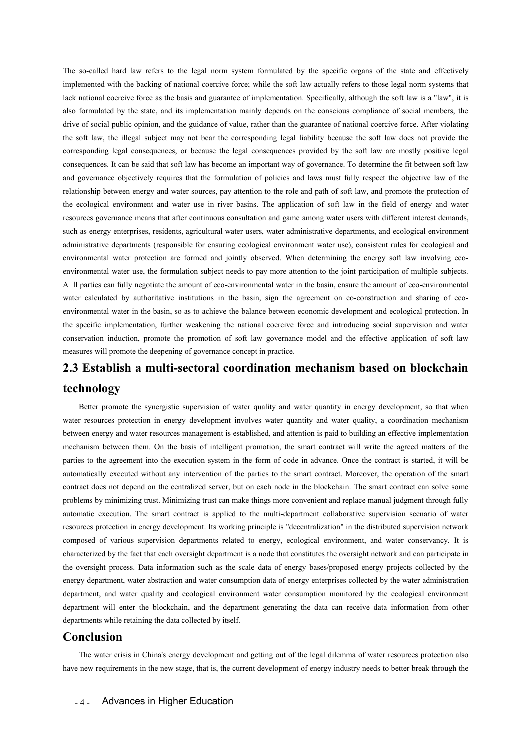The so-called hard law refers to the legal norm system formulated by the specific organs of the state and effectively implemented with the backing of national coercive force; while the soft law actually refers to those legal norm systems that lack national coercive force as the basis and guarantee of implementation. Specifically, although the soft law is a "law", it is also formulated by the state, and its implementation mainly depends on the conscious compliance of social members, the drive of social public opinion, and the guidance of value, rather than the guarantee of national coercive force. After violating the soft law, the illegal subject may not bear the corresponding legal liability because the soft law does not provide the corresponding legal consequences, or because the legal consequences provided by the soft law are mostly positive legal consequences. It can be said that soft law has become an important way of governance. To determine the fit between soft law and governance objectively requires that the formulation of policies and laws must fully respect the objective law of the relationship between energy and water sources, pay attention to the role and path of soft law, and promote the protection of the ecological environment and water use in river basins. The application of soft law in the field of energy and water resources governance means that after continuous consultation and game among water users with different interest demands, such as energy enterprises, residents, agricultural water users, water administrative departments, and ecological environment administrative departments (responsible for ensuring ecological environment water use), consistent rules for ecological and environmental water protection are formed and jointly observed. When determining the energy soft law involving eco-environmental water use, the formulation subject needs to pay more attention to the joint participation of multiple subjects. All parties can fully negotiate the amount of eco-environmental water in the basin, ensure the amount of eco-environmental water calculated by authoritative institutions in the basin, sign the agreement on co-construction and sharing of eco-environmental water in the basin, so as to achieve the balance between economic development and ecological protection. In the specific implementation, further weakening the national coercive force and introducing social supervision and water conservation induction, promote the promotion of soft law governance model and the effective application of soft law measures will promote the deepening of governance concept in practice.

## 2.3 Establish a multi-sectoral coordination mechanism based on blockchain technology

Better promote the synergistic supervision of water quality and water quantity in energy development, so that when water resources protection in energy development involves water quantity and water quality, a coordination mechanism between energy and water resources management is established, and attention is paid to building an effective implementation mechanism between them. On the basis of intelligent promotion, the smart contract will write the agreed matters of the parties to the agreement into the execution system in the form of code in advance. Once the contract is started, it will be automatically executed without any intervention of the parties to the smart contract. Moreover, the operation of the smart contract does not depend on the centralized server, but on each node in the blockchain. The smart contract can solve some problems by minimizing trust. Minimizing trust can make things more convenient and replace manual judgment through fully automatic execution. The smart contract is applied to the multi-department collaborative supervision scenario of water resources protection in energy development. Its working principle is "decentralization" in the distributed supervision network composed of various supervision departments related to energy, ecological environment, and water conservancy. It is characterized by the fact that each oversight department is a node that constitutes the oversight network and can participate in the oversight process. Data information such as the scale data of energy bases/proposed energy projects collected by the energy department, water abstraction and water consumption data of energy enterprises collected by the water administration department, and water quality and ecological environment water consumption monitored by the ecological environment department will enter the blockchain, and the department generating the data can receive data information from other departments while retaining the data collected by itself.

## Conclusion

The water crisis in China's energy development and getting out of the legal dilemma of water resources protection also have new requirements in the new stage, that is, the current development of energy industry needs to better break through the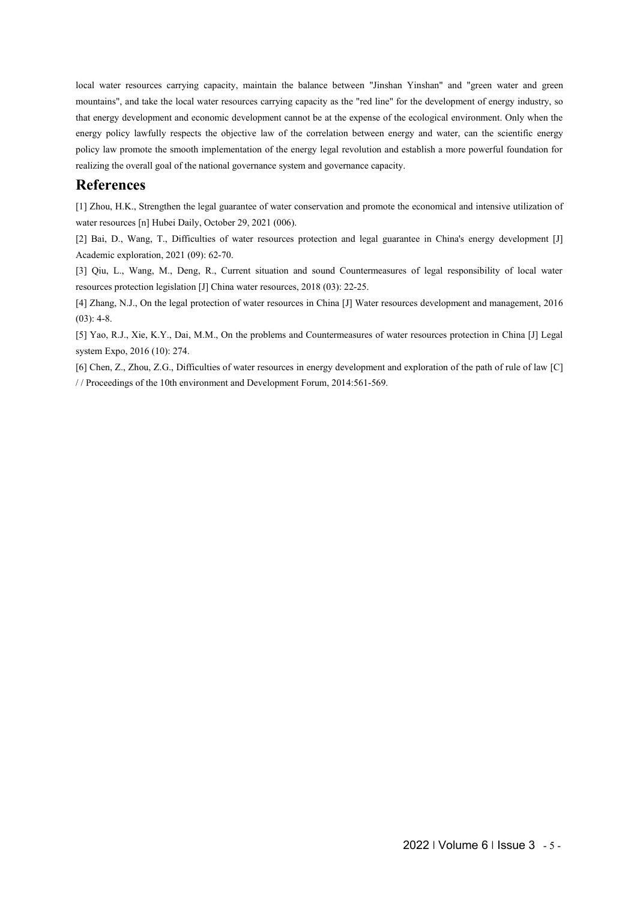local water resources carrying capacity, maintain the balance between "Jinshan Yinshan" and "green water and green mountains", and take the local water resources carrying capacity as the "red line" for the development of energy industry, so that energy development and economic development cannot be at the expense of the ecological environment. Only when the energy policy lawfully respects the objective law of the correlation between energy and water, can the scientific energy policy law promote the smooth implementation of the energy legal revolution and establish a more powerful foundation for realizing the overall goal of the national governance system and governance capacity.

## References

[1] Zhou, H.K., Strengthen the legal guarantee of water conservation and promote the economical and intensive utilization of water resources [n] Hubei Daily, October 29, 2021 (006).

[2] Bai, D., Wang, T., Difficulties of water resources protection and legal guarantee in China's energy development [J] Academic exploration, 2021 (09): 62-70.

[3] Qiu, L., Wang, M., Deng, R., Current situation and sound Countermeasures of legal responsibility of local water resources protection legislation [J] China water resources, 2018 (03): 22-25.

[4] Zhang, N.J., On the legal protection of water resources in China [J] Water resources development and management, 2016 (03): 4-8.

[5] Yao, R.J., Xie, K.Y., Dai, M.M., On the problems and Countermeasures of water resources protection in China [J] Legal system Expo, 2016 (10): 274.

[6] Chen, Z., Zhou, Z.G., Difficulties of water resources in energy development and exploration of the path of rule of law [C] / / Proceedings of the 10th environment and Development Forum, 2014:561-569.